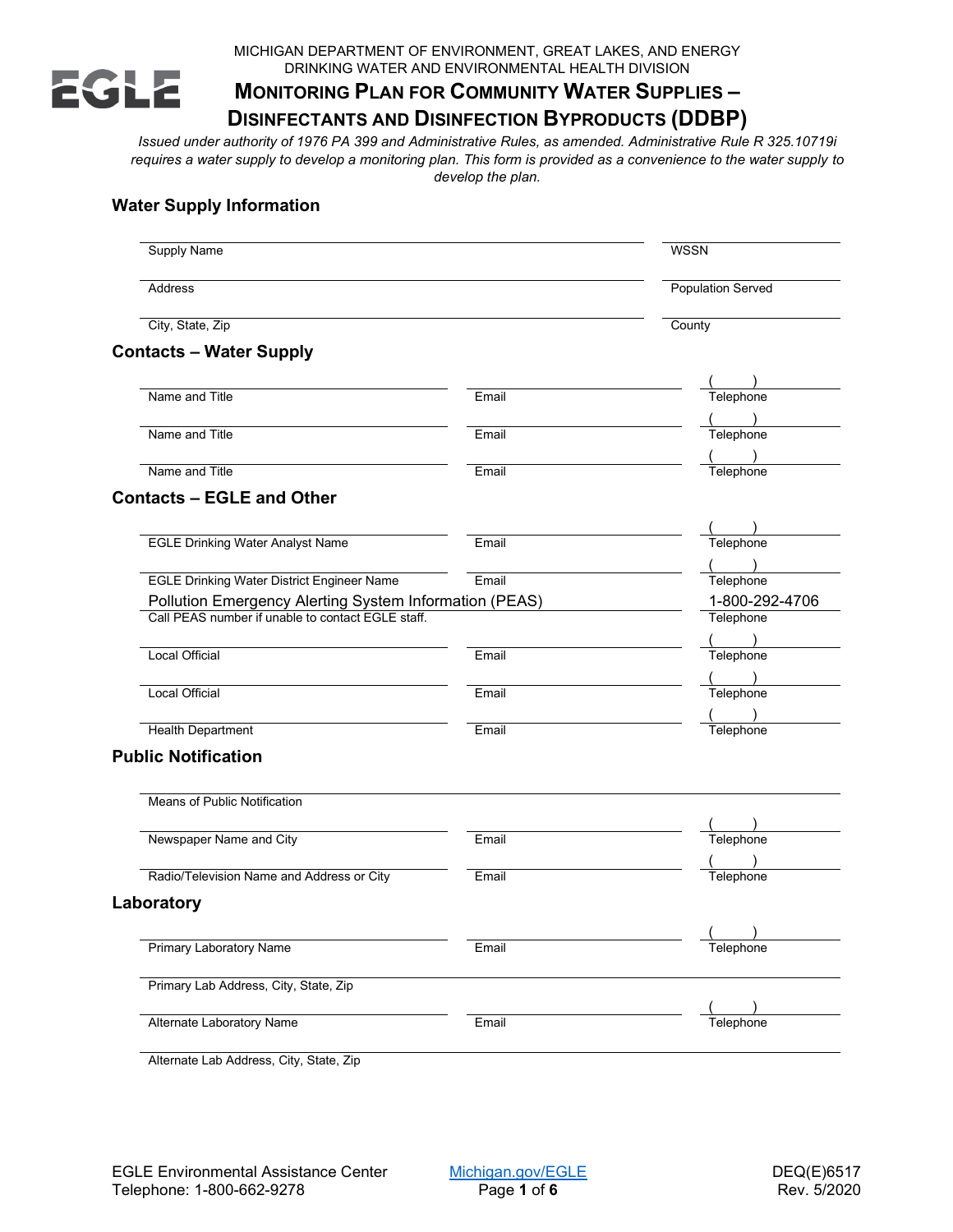MICHIGAN DEPARTMENT OF ENVIRONMENT, GREAT LAKES, AND ENERGY
DRINKING WATER AND ENVIRONMENTAL HEALTH DIVISION

# MONITORING PLAN FOR COMMUNITY WATER SUPPLIES – DISINFECTANTS AND DISINFECTION BYPRODUCTS (DDBP)

*Issued under authority of 1976 PA 399 and Administrative Rules, as amended. Administrative Rule R 325.10719i requires a water supply to develop a monitoring plan. This form is provided as a convenience to the water supply to develop the plan.*

## Water Supply Information

| | |
|---|---|
| Supply Name | WSSN |
| Address | Population Served |
| City, State, Zip | County |

## Contacts – Water Supply

| | | |
|---|---|---|
| Name and Title | Email | ( ) Telephone |
| Name and Title | Email | ( ) Telephone |
| Name and Title | Email | ( ) Telephone |

## Contacts – EGLE and Other

| | | |
|---|---|---|
| EGLE Drinking Water Analyst Name | Email | ( ) Telephone |
| EGLE Drinking Water District Engineer Name | Email | ( ) Telephone |
| Pollution Emergency Alerting System Information (PEAS) Call PEAS number if unable to contact EGLE staff. | | 1-800-292-4706 Telephone |
| Local Official | Email | ( ) Telephone |
| Local Official | Email | ( ) Telephone |
| Health Department | Email | ( ) Telephone |

## Public Notification

Means of Public Notification

| | | |
|---|---|---|
| Newspaper Name and City | Email | ( ) Telephone |
| Radio/Television Name and Address or City | Email | ( ) Telephone |

## Laboratory

| | | |
|---|---|---|
| Primary Laboratory Name | Email | ( ) Telephone |
| Primary Lab Address, City, State, Zip | | |
| Alternate Laboratory Name | Email | ( ) Telephone |
| Alternate Lab Address, City, State, Zip | | |

EGLE Environmental Assistance Center
Telephone: 1-800-662-9278

Michigan.gov/EGLE

DEQ(E)6517
Rev. 5/2020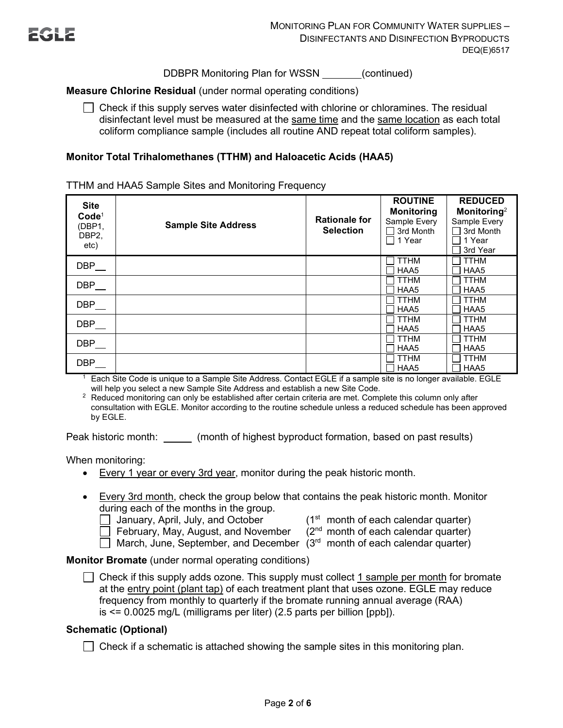DDBPR Monitoring Plan for WSSN _______ (continued)

**Measure Chlorine Residual** (under normal operating conditions)

☐ Check if this supply serves water disinfected with chlorine or chloramines. The residual disinfectant level must be measured at the same time and the same location as each total coliform compliance sample (includes all routine AND repeat total coliform samples).

**Monitor Total Trihalomethanes (TTHM) and Haloacetic Acids (HAA5)**

TTHM and HAA5 Sample Sites and Monitoring Frequency

| Site Code[1] (DBP1, DBP2, etc) | Sample Site Address | Rationale for Selection | ROUTINE Monitoring Sample Every ☐ 3rd Month ☐ 1 Year | REDUCED Monitoring[2] Sample Every ☐ 3rd Month ☐ 1 Year ☐ 3rd Year |
|---|---|---|---|---|
| DBP__ | | | ☐ TTHM ☐ HAA5 | ☐ TTHM ☐ HAA5 |
| DBP__ | | | ☐ TTHM ☐ HAA5 | ☐ TTHM ☐ HAA5 |
| DBP__ | | | ☐ TTHM ☐ HAA5 | ☐ TTHM ☐ HAA5 |
| DBP__ | | | ☐ TTHM ☐ HAA5 | ☐ TTHM ☐ HAA5 |
| DBP__ | | | ☐ TTHM ☐ HAA5 | ☐ TTHM ☐ HAA5 |
| DBP__ | | | ☐ TTHM ☐ HAA5 | ☐ TTHM ☐ HAA5 |

[1] Each Site Code is unique to a Sample Site Address. Contact EGLE if a sample site is no longer available. EGLE will help you select a new Sample Site Address and establish a new Site Code.

[2] Reduced monitoring can only be established after certain criteria are met. Complete this column only after consultation with EGLE. Monitor according to the routine schedule unless a reduced schedule has been approved by EGLE.

Peak historic month: _____ (month of highest byproduct formation, based on past results)

When monitoring:

- Every 1 year or every 3rd year, monitor during the peak historic month.
- Every 3rd month, check the group below that contains the peak historic month. Monitor during each of the months in the group.
  - ☐ January, April, July, and October (1st month of each calendar quarter)
  - ☐ February, May, August, and November (2nd month of each calendar quarter)
  - ☐ March, June, September, and December (3rd month of each calendar quarter)

**Monitor Bromate** (under normal operating conditions)

☐ Check if this supply adds ozone. This supply must collect 1 sample per month for bromate at the entry point (plant tap) of each treatment plant that uses ozone. EGLE may reduce frequency from monthly to quarterly if the bromate running annual average (RAA) is <= 0.0025 mg/L (milligrams per liter) (2.5 parts per billion [ppb]).

**Schematic (Optional)**

☐ Check if a schematic is attached showing the sample sites in this monitoring plan.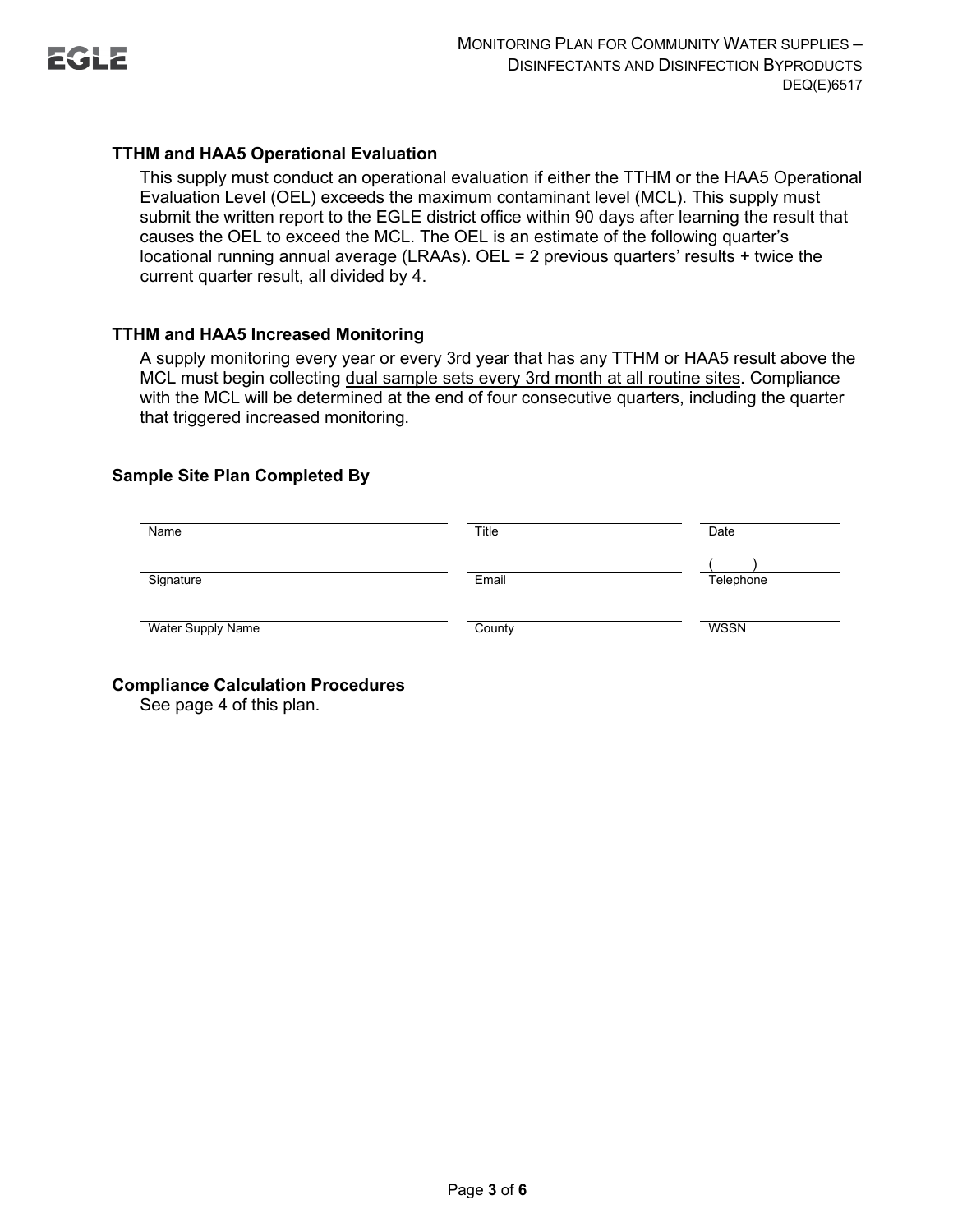### TTHM and HAA5 Operational Evaluation

This supply must conduct an operational evaluation if either the TTHM or the HAA5 Operational Evaluation Level (OEL) exceeds the maximum contaminant level (MCL). This supply must submit the written report to the EGLE district office within 90 days after learning the result that causes the OEL to exceed the MCL. The OEL is an estimate of the following quarter's locational running annual average (LRAAs). OEL = 2 previous quarters' results + twice the current quarter result, all divided by 4.

### TTHM and HAA5 Increased Monitoring

A supply monitoring every year or every 3rd year that has any TTHM or HAA5 result above the MCL must begin collecting <u>dual sample sets every 3rd month at all routine sites</u>. Compliance with the MCL will be determined at the end of four consecutive quarters, including the quarter that triggered increased monitoring.

### Sample Site Plan Completed By

| | | |
|---|---|---|
| Name | Title | Date |
| Signature | Email | ( ) Telephone |
| Water Supply Name | County | WSSN |

### Compliance Calculation Procedures

See page 4 of this plan.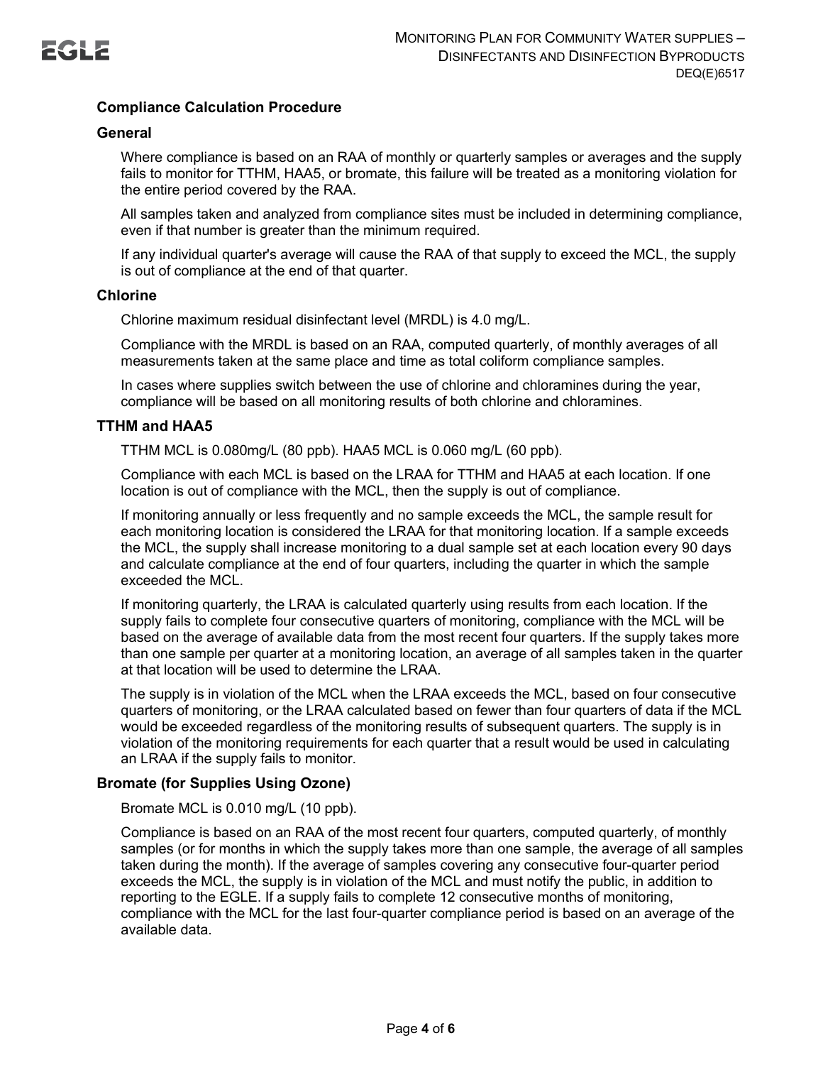## Compliance Calculation Procedure

### General

Where compliance is based on an RAA of monthly or quarterly samples or averages and the supply fails to monitor for TTHM, HAA5, or bromate, this failure will be treated as a monitoring violation for the entire period covered by the RAA.

All samples taken and analyzed from compliance sites must be included in determining compliance, even if that number is greater than the minimum required.

If any individual quarter's average will cause the RAA of that supply to exceed the MCL, the supply is out of compliance at the end of that quarter.

### Chlorine

Chlorine maximum residual disinfectant level (MRDL) is 4.0 mg/L.

Compliance with the MRDL is based on an RAA, computed quarterly, of monthly averages of all measurements taken at the same place and time as total coliform compliance samples.

In cases where supplies switch between the use of chlorine and chloramines during the year, compliance will be based on all monitoring results of both chlorine and chloramines.

### TTHM and HAA5

TTHM MCL is 0.080mg/L (80 ppb). HAA5 MCL is 0.060 mg/L (60 ppb).

Compliance with each MCL is based on the LRAA for TTHM and HAA5 at each location. If one location is out of compliance with the MCL, then the supply is out of compliance.

If monitoring annually or less frequently and no sample exceeds the MCL, the sample result for each monitoring location is considered the LRAA for that monitoring location. If a sample exceeds the MCL, the supply shall increase monitoring to a dual sample set at each location every 90 days and calculate compliance at the end of four quarters, including the quarter in which the sample exceeded the MCL.

If monitoring quarterly, the LRAA is calculated quarterly using results from each location. If the supply fails to complete four consecutive quarters of monitoring, compliance with the MCL will be based on the average of available data from the most recent four quarters. If the supply takes more than one sample per quarter at a monitoring location, an average of all samples taken in the quarter at that location will be used to determine the LRAA.

The supply is in violation of the MCL when the LRAA exceeds the MCL, based on four consecutive quarters of monitoring, or the LRAA calculated based on fewer than four quarters of data if the MCL would be exceeded regardless of the monitoring results of subsequent quarters. The supply is in violation of the monitoring requirements for each quarter that a result would be used in calculating an LRAA if the supply fails to monitor.

### Bromate (for Supplies Using Ozone)

Bromate MCL is 0.010 mg/L (10 ppb).

Compliance is based on an RAA of the most recent four quarters, computed quarterly, of monthly samples (or for months in which the supply takes more than one sample, the average of all samples taken during the month). If the average of samples covering any consecutive four-quarter period exceeds the MCL, the supply is in violation of the MCL and must notify the public, in addition to reporting to the EGLE. If a supply fails to complete 12 consecutive months of monitoring, compliance with the MCL for the last four-quarter compliance period is based on an average of the available data.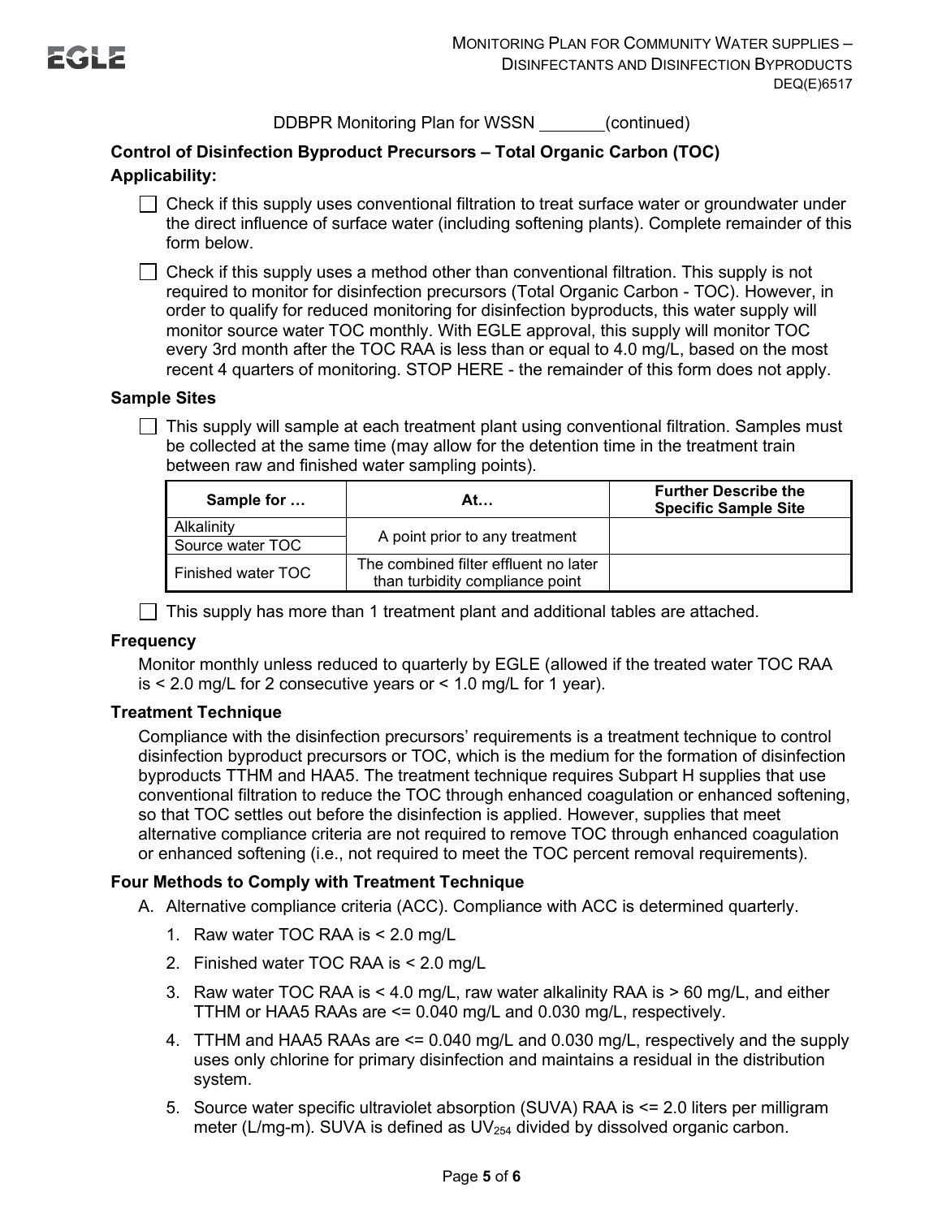DDBPR Monitoring Plan for WSSN _______ (continued)

## Control of Disinfection Byproduct Precursors – Total Organic Carbon (TOC)

### Applicability:

- ☐ Check if this supply uses conventional filtration to treat surface water or groundwater under the direct influence of surface water (including softening plants). Complete remainder of this form below.
- ☐ Check if this supply uses a method other than conventional filtration. This supply is not required to monitor for disinfection precursors (Total Organic Carbon - TOC). However, in order to qualify for reduced monitoring for disinfection byproducts, this water supply will monitor source water TOC monthly. With EGLE approval, this supply will monitor TOC every 3rd month after the TOC RAA is less than or equal to 4.0 mg/L, based on the most recent 4 quarters of monitoring. STOP HERE - the remainder of this form does not apply.

### Sample Sites

- ☐ This supply will sample at each treatment plant using conventional filtration. Samples must be collected at the same time (may allow for the detention time in the treatment train between raw and finished water sampling points).

| Sample for … | At… | Further Describe the Specific Sample Site |
|---|---|---|
| Alkalinity | A point prior to any treatment | |
| Source water TOC | | |
| Finished water TOC | The combined filter effluent no later than turbidity compliance point | |

- ☐ This supply has more than 1 treatment plant and additional tables are attached.

### Frequency

Monitor monthly unless reduced to quarterly by EGLE (allowed if the treated water TOC RAA is < 2.0 mg/L for 2 consecutive years or < 1.0 mg/L for 1 year).

### Treatment Technique

Compliance with the disinfection precursors' requirements is a treatment technique to control disinfection byproduct precursors or TOC, which is the medium for the formation of disinfection byproducts TTHM and HAA5. The treatment technique requires Subpart H supplies that use conventional filtration to reduce the TOC through enhanced coagulation or enhanced softening, so that TOC settles out before the disinfection is applied. However, supplies that meet alternative compliance criteria are not required to remove TOC through enhanced coagulation or enhanced softening (i.e., not required to meet the TOC percent removal requirements).

### Four Methods to Comply with Treatment Technique

A. Alternative compliance criteria (ACC). Compliance with ACC is determined quarterly.

1. Raw water TOC RAA is < 2.0 mg/L
2. Finished water TOC RAA is < 2.0 mg/L
3. Raw water TOC RAA is < 4.0 mg/L, raw water alkalinity RAA is > 60 mg/L, and either TTHM or HAA5 RAAs are <= 0.040 mg/L and 0.030 mg/L, respectively.
4. TTHM and HAA5 RAAs are <= 0.040 mg/L and 0.030 mg/L, respectively and the supply uses only chlorine for primary disinfection and maintains a residual in the distribution system.
5. Source water specific ultraviolet absorption (SUVA) RAA is <= 2.0 liters per milligram meter (L/mg-m). SUVA is defined as $UV_{254}$ divided by dissolved organic carbon.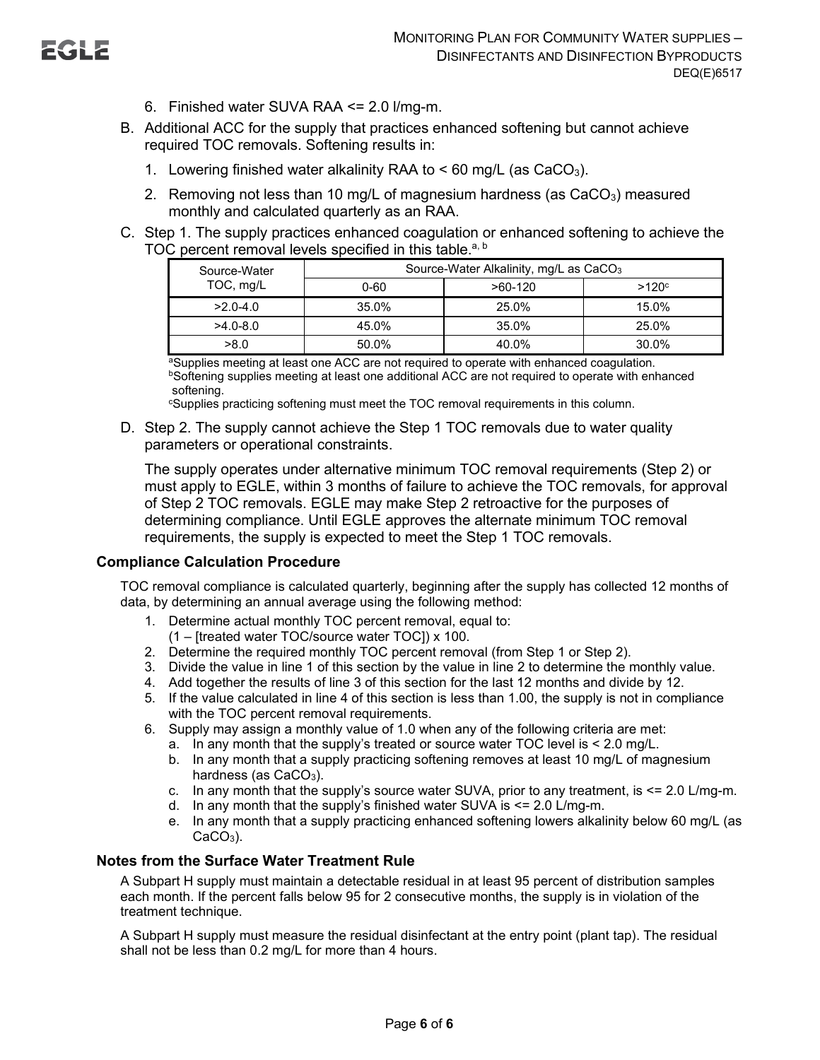6. Finished water SUVA RAA <= 2.0 l/mg-m.

B. Additional ACC for the supply that practices enhanced softening but cannot achieve required TOC removals. Softening results in:

   1. Lowering finished water alkalinity RAA to < 60 mg/L (as $CaCO_3$).
   2. Removing not less than 10 mg/L of magnesium hardness (as $CaCO_3$) measured monthly and calculated quarterly as an RAA.

C. Step 1. The supply practices enhanced coagulation or enhanced softening to achieve the TOC percent removal levels specified in this table.[a, b]

| Source-Water TOC, mg/L | Source-Water Alkalinity, mg/L as $CaCO_3$ | | |
|---|---|---|---|
| | 0-60 | >60-120 | >120[c] |
| >2.0-4.0 | 35.0% | 25.0% | 15.0% |
| >4.0-8.0 | 45.0% | 35.0% | 25.0% |
| >8.0 | 50.0% | 40.0% | 30.0% |

[a]Supplies meeting at least one ACC are not required to operate with enhanced coagulation.
[b]Softening supplies meeting at least one additional ACC are not required to operate with enhanced softening.
[c]Supplies practicing softening must meet the TOC removal requirements in this column.

D. Step 2. The supply cannot achieve the Step 1 TOC removals due to water quality parameters or operational constraints.

   The supply operates under alternative minimum TOC removal requirements (Step 2) or must apply to EGLE, within 3 months of failure to achieve the TOC removals, for approval of Step 2 TOC removals. EGLE may make Step 2 retroactive for the purposes of determining compliance. Until EGLE approves the alternate minimum TOC removal requirements, the supply is expected to meet the Step 1 TOC removals.

### Compliance Calculation Procedure

TOC removal compliance is calculated quarterly, beginning after the supply has collected 12 months of data, by determining an annual average using the following method:

1. Determine actual monthly TOC percent removal, equal to:
   (1 – [treated water TOC/source water TOC]) x 100.
2. Determine the required monthly TOC percent removal (from Step 1 or Step 2).
3. Divide the value in line 1 of this section by the value in line 2 to determine the monthly value.
4. Add together the results of line 3 of this section for the last 12 months and divide by 12.
5. If the value calculated in line 4 of this section is less than 1.00, the supply is not in compliance with the TOC percent removal requirements.
6. Supply may assign a monthly value of 1.0 when any of the following criteria are met:
   a. In any month that the supply's treated or source water TOC level is < 2.0 mg/L.
   b. In any month that a supply practicing softening removes at least 10 mg/L of magnesium hardness (as $CaCO_3$).
   c. In any month that the supply's source water SUVA, prior to any treatment, is <= 2.0 L/mg-m.
   d. In any month that the supply's finished water SUVA is <= 2.0 L/mg-m.
   e. In any month that a supply practicing enhanced softening lowers alkalinity below 60 mg/L (as $CaCO_3$).

### Notes from the Surface Water Treatment Rule

A Subpart H supply must maintain a detectable residual in at least 95 percent of distribution samples each month. If the percent falls below 95 for 2 consecutive months, the supply is in violation of the treatment technique.

A Subpart H supply must measure the residual disinfectant at the entry point (plant tap). The residual shall not be less than 0.2 mg/L for more than 4 hours.